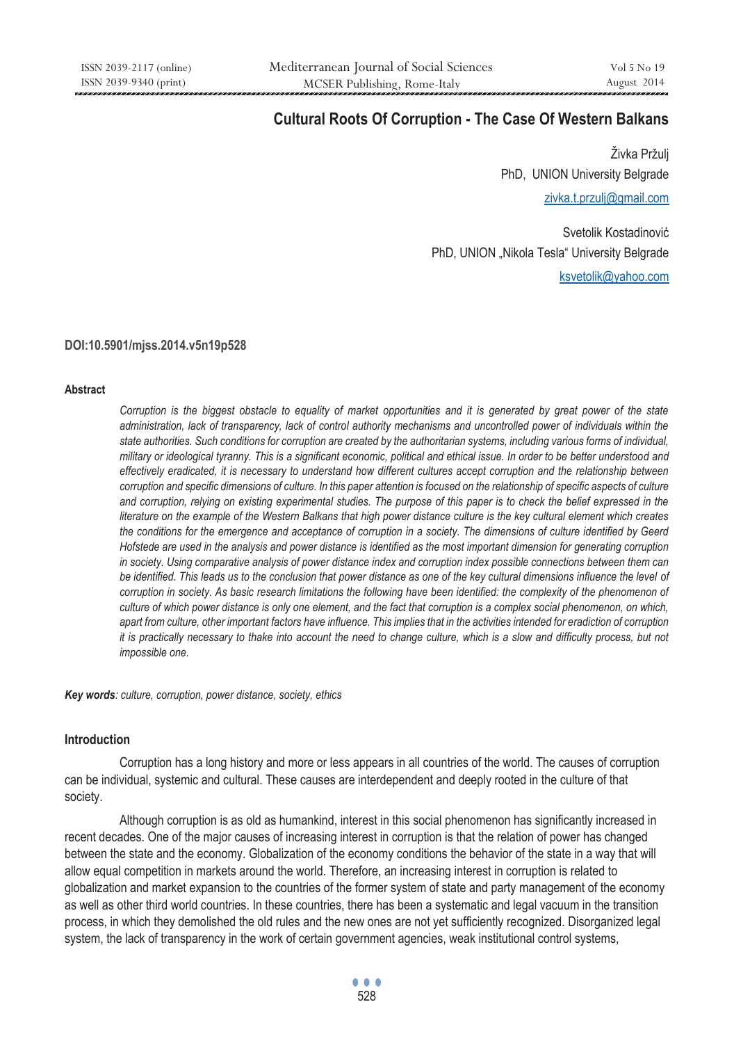# Cultural Roots Of Corruption - The Case Of Western Balkans

Živka Pržulj
PhD, UNION University Belgrade
zivka.t.przulj@gmail.com

Svetolik Kostadinović
PhD, UNION „Nikola Tesla" University Belgrade
ksvetolik@yahoo.com

**DOI:10.5901/mjss.2014.v5n19p528**

#### Abstract

*Corruption is the biggest obstacle to equality of market opportunities and it is generated by great power of the state administration, lack of transparency, lack of control authority mechanisms and uncontrolled power of individuals within the state authorities. Such conditions for corruption are created by the authoritarian systems, including various forms of individual, military or ideological tyranny. This is a significant economic, political and ethical issue. In order to be better understood and effectively eradicated, it is necessary to understand how different cultures accept corruption and the relationship between corruption and specific dimensions of culture. In this paper attention is focused on the relationship of specific aspects of culture and corruption, relying on existing experimental studies. The purpose of this paper is to check the belief expressed in the literature on the example of the Western Balkans that high power distance culture is the key cultural element which creates the conditions for the emergence and acceptance of corruption in a society. The dimensions of culture identified by Geerd Hofstede are used in the analysis and power distance is identified as the most important dimension for generating corruption in society. Using comparative analysis of power distance index and corruption index possible connections between them can be identified. This leads us to the conclusion that power distance as one of the key cultural dimensions influence the level of corruption in society. As basic research limitations the following have been identified: the complexity of the phenomenon of culture of which power distance is only one element, and the fact that corruption is a complex social phenomenon, on which, apart from culture, other important factors have influence. This implies that in the activities intended for eradiction of corruption it is practically necessary to thake into account the need to change culture, which is a slow and difficulty process, but not impossible one.*

***Key words**: culture, corruption, power distance, society, ethics*

## Introduction

Corruption has a long history and more or less appears in all countries of the world. The causes of corruption can be individual, systemic and cultural. These causes are interdependent and deeply rooted in the culture of that society.

Although corruption is as old as humankind, interest in this social phenomenon has significantly increased in recent decades. One of the major causes of increasing interest in corruption is that the relation of power has changed between the state and the economy. Globalization of the economy conditions the behavior of the state in a way that will allow equal competition in markets around the world. Therefore, an increasing interest in corruption is related to globalization and market expansion to the countries of the former system of state and party management of the economy as well as other third world countries. In these countries, there has been a systematic and legal vacuum in the transition process, in which they demolished the old rules and the new ones are not yet sufficiently recognized. Disorganized legal system, the lack of transparency in the work of certain government agencies, weak institutional control systems,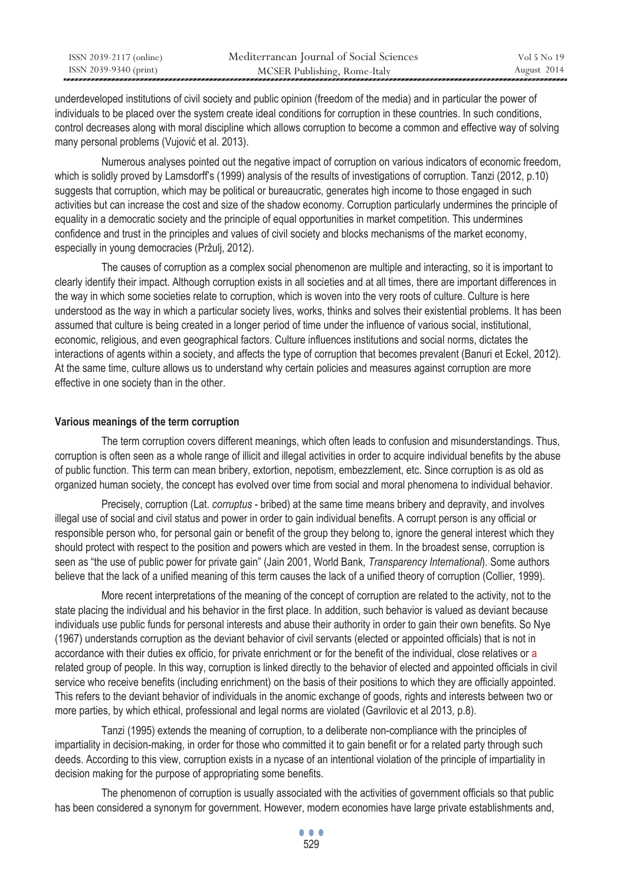underdeveloped institutions of civil society and public opinion (freedom of the media) and in particular the power of individuals to be placed over the system create ideal conditions for corruption in these countries. In such conditions, control decreases along with moral discipline which allows corruption to become a common and effective way of solving many personal problems (Vujović et al. 2013).

Numerous analyses pointed out the negative impact of corruption on various indicators of economic freedom, which is solidly proved by Lamsdorff's (1999) analysis of the results of investigations of corruption. Tanzi (2012, p.10) suggests that corruption, which may be political or bureaucratic, generates high income to those engaged in such activities but can increase the cost and size of the shadow economy. Corruption particularly undermines the principle of equality in a democratic society and the principle of equal opportunities in market competition. This undermines confidence and trust in the principles and values of civil society and blocks mechanisms of the market economy, especially in young democracies (Pržulj, 2012).

The causes of corruption as a complex social phenomenon are multiple and interacting, so it is important to clearly identify their impact. Although corruption exists in all societies and at all times, there are important differences in the way in which some societies relate to corruption, which is woven into the very roots of culture. Culture is here understood as the way in which a particular society lives, works, thinks and solves their existential problems. It has been assumed that culture is being created in a longer period of time under the influence of various social, institutional, economic, religious, and even geographical factors. Culture influences institutions and social norms, dictates the interactions of agents within a society, and affects the type of corruption that becomes prevalent (Banuri et Eckel, 2012). At the same time, culture allows us to understand why certain policies and measures against corruption are more effective in one society than in the other.

**Various meanings of the term corruption**

The term corruption covers different meanings, which often leads to confusion and misunderstandings. Thus, corruption is often seen as a whole range of illicit and illegal activities in order to acquire individual benefits by the abuse of public function. This term can mean bribery, extortion, nepotism, embezzlement, etc. Since corruption is as old as organized human society, the concept has evolved over time from social and moral phenomena to individual behavior.

Precisely, corruption (Lat. *corruptus* - bribed) at the same time means bribery and depravity, and involves illegal use of social and civil status and power in order to gain individual benefits. A corrupt person is any official or responsible person who, for personal gain or benefit of the group they belong to, ignore the general interest which they should protect with respect to the position and powers which are vested in them. In the broadest sense, corruption is seen as "the use of public power for private gain" (Jain 2001, World Bank, *Transparency International*). Some authors believe that the lack of a unified meaning of this term causes the lack of a unified theory of corruption (Collier, 1999).

More recent interpretations of the meaning of the concept of corruption are related to the activity, not to the state placing the individual and his behavior in the first place. In addition, such behavior is valued as deviant because individuals use public funds for personal interests and abuse their authority in order to gain their own benefits. So Nye (1967) understands corruption as the deviant behavior of civil servants (elected or appointed officials) that is not in accordance with their duties ex officio, for private enrichment or for the benefit of the individual, close relatives or a related group of people. In this way, corruption is linked directly to the behavior of elected and appointed officials in civil service who receive benefits (including enrichment) on the basis of their positions to which they are officially appointed. This refers to the deviant behavior of individuals in the anomic exchange of goods, rights and interests between two or more parties, by which ethical, professional and legal norms are violated (Gavrilovic et al 2013, p.8).

Tanzi (1995) extends the meaning of corruption, to a deliberate non-compliance with the principles of impartiality in decision-making, in order for those who committed it to gain benefit or for a related party through such deeds. According to this view, corruption exists in a nycase of an intentional violation of the principle of impartiality in decision making for the purpose of appropriating some benefits.

The phenomenon of corruption is usually associated with the activities of government officials so that public has been considered a synonym for government. However, modern economies have large private establishments and,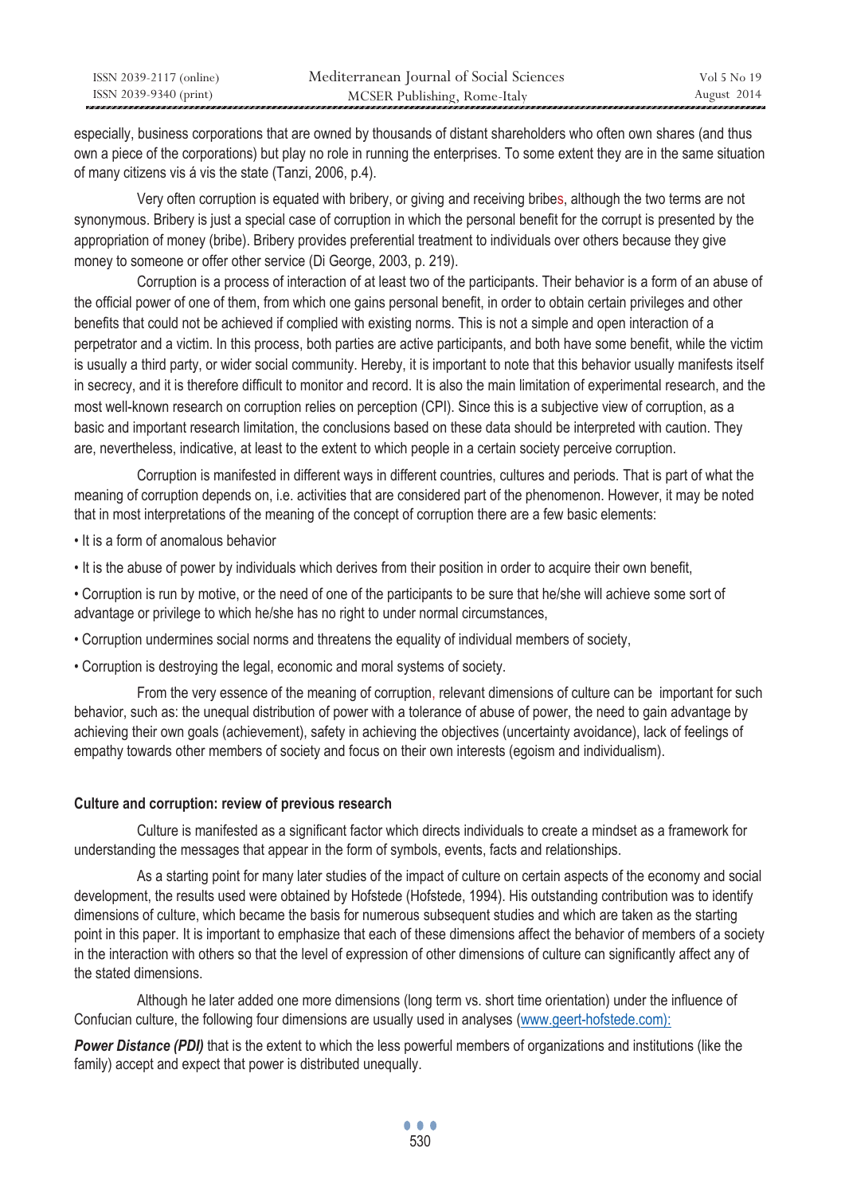especially, business corporations that are owned by thousands of distant shareholders who often own shares (and thus own a piece of the corporations) but play no role in running the enterprises. To some extent they are in the same situation of many citizens vis á vis the state (Tanzi, 2006, p.4).

Very often corruption is equated with bribery, or giving and receiving bribes, although the two terms are not synonymous. Bribery is just a special case of corruption in which the personal benefit for the corrupt is presented by the appropriation of money (bribe). Bribery provides preferential treatment to individuals over others because they give money to someone or offer other service (Di George, 2003, p. 219).

Corruption is a process of interaction of at least two of the participants. Their behavior is a form of an abuse of the official power of one of them, from which one gains personal benefit, in order to obtain certain privileges and other benefits that could not be achieved if complied with existing norms. This is not a simple and open interaction of a perpetrator and a victim. In this process, both parties are active participants, and both have some benefit, while the victim is usually a third party, or wider social community. Hereby, it is important to note that this behavior usually manifests itself in secrecy, and it is therefore difficult to monitor and record. It is also the main limitation of experimental research, and the most well-known research on corruption relies on perception (CPI). Since this is a subjective view of corruption, as a basic and important research limitation, the conclusions based on these data should be interpreted with caution. They are, nevertheless, indicative, at least to the extent to which people in a certain society perceive corruption.

Corruption is manifested in different ways in different countries, cultures and periods. That is part of what the meaning of corruption depends on, i.e. activities that are considered part of the phenomenon. However, it may be noted that in most interpretations of the meaning of the concept of corruption there are a few basic elements:

- It is a form of anomalous behavior
- It is the abuse of power by individuals which derives from their position in order to acquire their own benefit,
- Corruption is run by motive, or the need of one of the participants to be sure that he/she will achieve some sort of advantage or privilege to which he/she has no right to under normal circumstances,
- Corruption undermines social norms and threatens the equality of individual members of society,
- Corruption is destroying the legal, economic and moral systems of society.

From the very essence of the meaning of corruption, relevant dimensions of culture can be important for such behavior, such as: the unequal distribution of power with a tolerance of abuse of power, the need to gain advantage by achieving their own goals (achievement), safety in achieving the objectives (uncertainty avoidance), lack of feelings of empathy towards other members of society and focus on their own interests (egoism and individualism).

**Culture and corruption: review of previous research**

Culture is manifested as a significant factor which directs individuals to create a mindset as a framework for understanding the messages that appear in the form of symbols, events, facts and relationships.

As a starting point for many later studies of the impact of culture on certain aspects of the economy and social development, the results used were obtained by Hofstede (Hofstede, 1994). His outstanding contribution was to identify dimensions of culture, which became the basis for numerous subsequent studies and which are taken as the starting point in this paper. It is important to emphasize that each of these dimensions affect the behavior of members of a society in the interaction with others so that the level of expression of other dimensions of culture can significantly affect any of the stated dimensions.

Although he later added one more dimensions (long term vs. short time orientation) under the influence of Confucian culture, the following four dimensions are usually used in analyses (www.geert-hofstede.com):

***Power Distance (PDI)*** that is the extent to which the less powerful members of organizations and institutions (like the family) accept and expect that power is distributed unequally.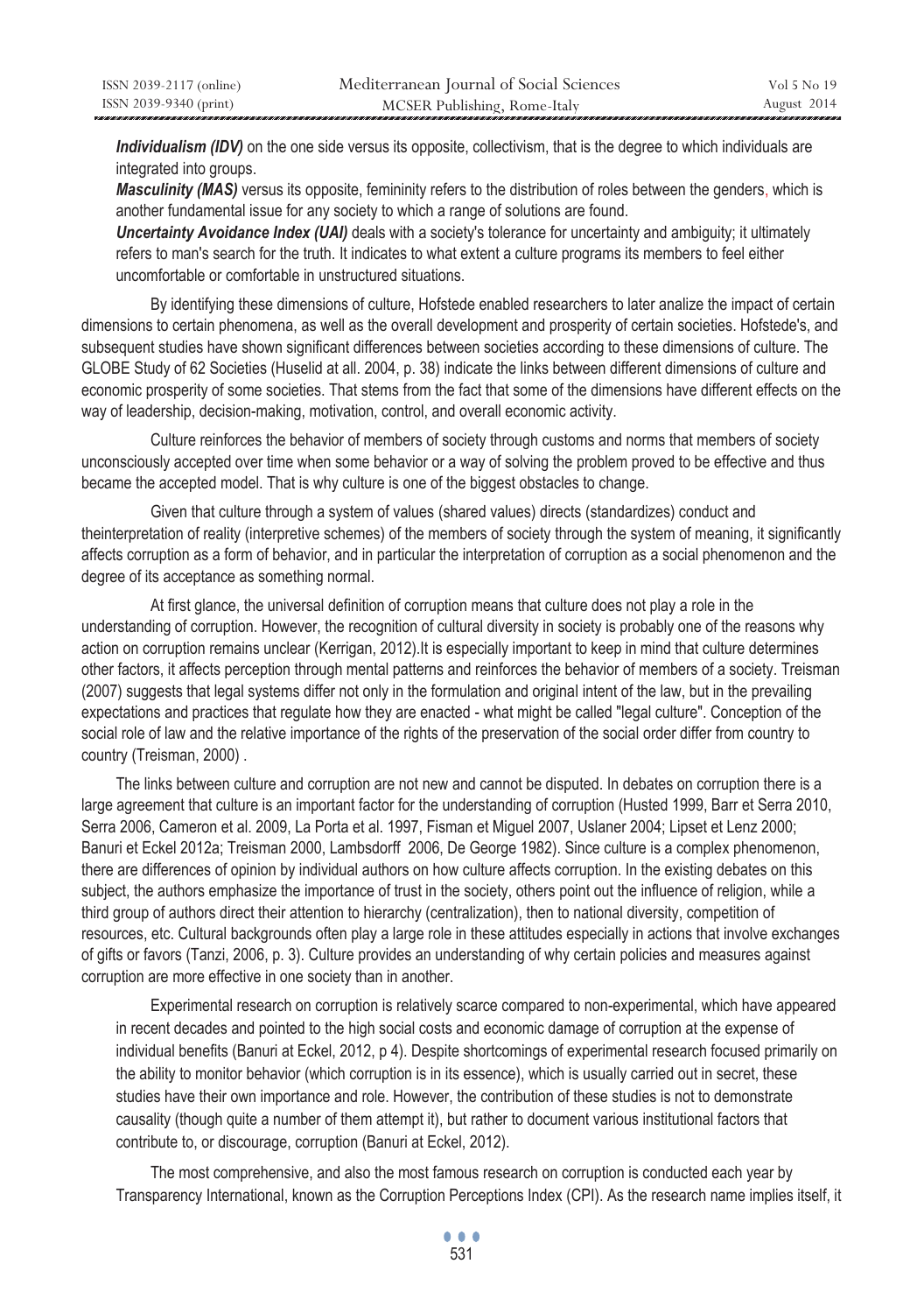***Individualism (IDV)*** on the one side versus its opposite, collectivism, that is the degree to which individuals are integrated into groups.

***Masculinity (MAS)*** versus its opposite, femininity refers to the distribution of roles between the genders, which is another fundamental issue for any society to which a range of solutions are found.

***Uncertainty Avoidance Index (UAI)*** deals with a society's tolerance for uncertainty and ambiguity; it ultimately refers to man's search for the truth. It indicates to what extent a culture programs its members to feel either uncomfortable or comfortable in unstructured situations.

By identifying these dimensions of culture, Hofstede enabled researchers to later analize the impact of certain dimensions to certain phenomena, as well as the overall development and prosperity of certain societies. Hofstede's, and subsequent studies have shown significant differences between societies according to these dimensions of culture. The GLOBE Study of 62 Societies (Huselid at all. 2004, p. 38) indicate the links between different dimensions of culture and economic prosperity of some societies. That stems from the fact that some of the dimensions have different effects on the way of leadership, decision-making, motivation, control, and overall economic activity.

Culture reinforces the behavior of members of society through customs and norms that members of society unconsciously accepted over time when some behavior or a way of solving the problem proved to be effective and thus became the accepted model. That is why culture is one of the biggest obstacles to change.

Given that culture through a system of values (shared values) directs (standardizes) conduct and theinterpretation of reality (interpretive schemes) of the members of society through the system of meaning, it significantly affects corruption as a form of behavior, and in particular the interpretation of corruption as a social phenomenon and the degree of its acceptance as something normal.

At first glance, the universal definition of corruption means that culture does not play a role in the understanding of corruption. However, the recognition of cultural diversity in society is probably one of the reasons why action on corruption remains unclear (Kerrigan, 2012).It is especially important to keep in mind that culture determines other factors, it affects perception through mental patterns and reinforces the behavior of members of a society. Treisman (2007) suggests that legal systems differ not only in the formulation and original intent of the law, but in the prevailing expectations and practices that regulate how they are enacted - what might be called "legal culture". Conception of the social role of law and the relative importance of the rights of the preservation of the social order differ from country to country (Treisman, 2000) .

The links between culture and corruption are not new and cannot be disputed. In debates on corruption there is a large agreement that culture is an important factor for the understanding of corruption (Husted 1999, Barr et Serra 2010, Serra 2006, Cameron et al. 2009, La Porta et al. 1997, Fisman et Miguel 2007, Uslaner 2004; Lipset et Lenz 2000; Banuri et Eckel 2012a; Treisman 2000, Lambsdorff 2006, De George 1982). Since culture is a complex phenomenon, there are differences of opinion by individual authors on how culture affects corruption. In the existing debates on this subject, the authors emphasize the importance of trust in the society, others point out the influence of religion, while a third group of authors direct their attention to hierarchy (centralization), then to national diversity, competition of resources, etc. Cultural backgrounds often play a large role in these attitudes especially in actions that involve exchanges of gifts or favors (Tanzi, 2006, p. 3). Culture provides an understanding of why certain policies and measures against corruption are more effective in one society than in another.

Experimental research on corruption is relatively scarce compared to non-experimental, which have appeared in recent decades and pointed to the high social costs and economic damage of corruption at the expense of individual benefits (Banuri at Eckel, 2012, p 4). Despite shortcomings of experimental research focused primarily on the ability to monitor behavior (which corruption is in its essence), which is usually carried out in secret, these studies have their own importance and role. However, the contribution of these studies is not to demonstrate causality (though quite a number of them attempt it), but rather to document various institutional factors that contribute to, or discourage, corruption (Banuri at Eckel, 2012).

The most comprehensive, and also the most famous research on corruption is conducted each year by Transparency International, known as the Corruption Perceptions Index (CPI). As the research name implies itself, it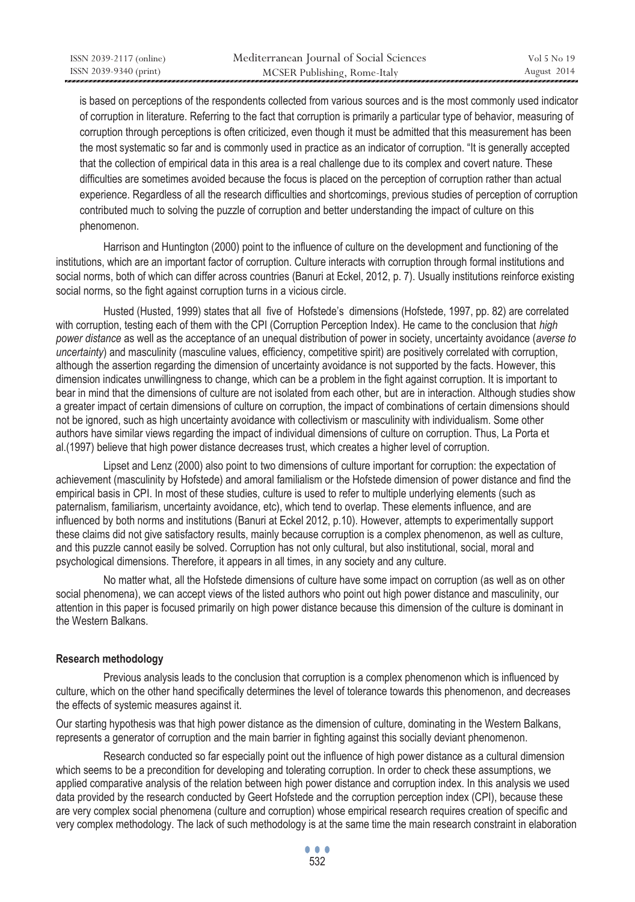is based on perceptions of the respondents collected from various sources and is the most commonly used indicator of corruption in literature. Referring to the fact that corruption is primarily a particular type of behavior, measuring of corruption through perceptions is often criticized, even though it must be admitted that this measurement has been the most systematic so far and is commonly used in practice as an indicator of corruption. "It is generally accepted that the collection of empirical data in this area is a real challenge due to its complex and covert nature. These difficulties are sometimes avoided because the focus is placed on the perception of corruption rather than actual experience. Regardless of all the research difficulties and shortcomings, previous studies of perception of corruption contributed much to solving the puzzle of corruption and better understanding the impact of culture on this phenomenon.

Harrison and Huntington (2000) point to the influence of culture on the development and functioning of the institutions, which are an important factor of corruption. Culture interacts with corruption through formal institutions and social norms, both of which can differ across countries (Banuri at Eckel, 2012, p. 7). Usually institutions reinforce existing social norms, so the fight against corruption turns in a vicious circle.

Husted (Husted, 1999) states that all five of Hofstede's dimensions (Hofstede, 1997, pp. 82) are correlated with corruption, testing each of them with the CPI (Corruption Perception Index). He came to the conclusion that *high power distance* as well as the acceptance of an unequal distribution of power in society, uncertainty avoidance (*averse to uncertainty*) and masculinity (masculine values, efficiency, competitive spirit) are positively correlated with corruption, although the assertion regarding the dimension of uncertainty avoidance is not supported by the facts. However, this dimension indicates unwillingness to change, which can be a problem in the fight against corruption. It is important to bear in mind that the dimensions of culture are not isolated from each other, but are in interaction. Although studies show a greater impact of certain dimensions of culture on corruption, the impact of combinations of certain dimensions should not be ignored, such as high uncertainty avoidance with collectivism or masculinity with individualism. Some other authors have similar views regarding the impact of individual dimensions of culture on corruption. Thus, La Porta et al.(1997) believe that high power distance decreases trust, which creates a higher level of corruption.

Lipset and Lenz (2000) also point to two dimensions of culture important for corruption: the expectation of achievement (masculinity by Hofstede) and amoral familialism or the Hofstede dimension of power distance and find the empirical basis in CPI. In most of these studies, culture is used to refer to multiple underlying elements (such as paternalism, familiarism, uncertainty avoidance, etc), which tend to overlap. These elements influence, and are influenced by both norms and institutions (Banuri at Eckel 2012, p.10). However, attempts to experimentally support these claims did not give satisfactory results, mainly because corruption is a complex phenomenon, as well as culture, and this puzzle cannot easily be solved. Corruption has not only cultural, but also institutional, social, moral and psychological dimensions. Therefore, it appears in all times, in any society and any culture.

No matter what, all the Hofstede dimensions of culture have some impact on corruption (as well as on other social phenomena), we can accept views of the listed authors who point out high power distance and masculinity, our attention in this paper is focused primarily on high power distance because this dimension of the culture is dominant in the Western Balkans.

**Research methodology**

Previous analysis leads to the conclusion that corruption is a complex phenomenon which is influenced by culture, which on the other hand specifically determines the level of tolerance towards this phenomenon, and decreases the effects of systemic measures against it.

Our starting hypothesis was that high power distance as the dimension of culture, dominating in the Western Balkans, represents a generator of corruption and the main barrier in fighting against this socially deviant phenomenon.

Research conducted so far especially point out the influence of high power distance as a cultural dimension which seems to be a precondition for developing and tolerating corruption. In order to check these assumptions, we applied comparative analysis of the relation between high power distance and corruption index. In this analysis we used data provided by the research conducted by Geert Hofstede and the corruption perception index (CPI), because these are very complex social phenomena (culture and corruption) whose empirical research requires creation of specific and very complex methodology. The lack of such methodology is at the same time the main research constraint in elaboration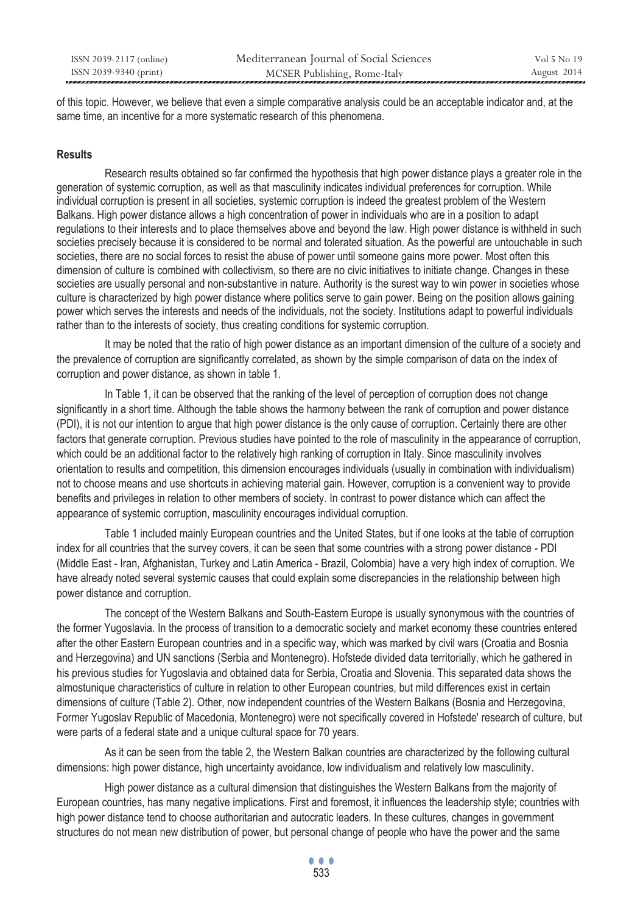of this topic. However, we believe that even a simple comparative analysis could be an acceptable indicator and, at the same time, an incentive for a more systematic research of this phenomena.

**Results**

Research results obtained so far confirmed the hypothesis that high power distance plays a greater role in the generation of systemic corruption, as well as that masculinity indicates individual preferences for corruption. While individual corruption is present in all societies, systemic corruption is indeed the greatest problem of the Western Balkans. High power distance allows a high concentration of power in individuals who are in a position to adapt regulations to their interests and to place themselves above and beyond the law. High power distance is withheld in such societies precisely because it is considered to be normal and tolerated situation. As the powerful are untouchable in such societies, there are no social forces to resist the abuse of power until someone gains more power. Most often this dimension of culture is combined with collectivism, so there are no civic initiatives to initiate change. Changes in these societies are usually personal and non-substantive in nature. Authority is the surest way to win power in societies whose culture is characterized by high power distance where politics serve to gain power. Being on the position allows gaining power which serves the interests and needs of the individuals, not the society. Institutions adapt to powerful individuals rather than to the interests of society, thus creating conditions for systemic corruption.

It may be noted that the ratio of high power distance as an important dimension of the culture of a society and the prevalence of corruption are significantly correlated, as shown by the simple comparison of data on the index of corruption and power distance, as shown in table 1.

In Table 1, it can be observed that the ranking of the level of perception of corruption does not change significantly in a short time. Although the table shows the harmony between the rank of corruption and power distance (PDI), it is not our intention to argue that high power distance is the only cause of corruption. Certainly there are other factors that generate corruption. Previous studies have pointed to the role of masculinity in the appearance of corruption, which could be an additional factor to the relatively high ranking of corruption in Italy. Since masculinity involves orientation to results and competition, this dimension encourages individuals (usually in combination with individualism) not to choose means and use shortcuts in achieving material gain. However, corruption is a convenient way to provide benefits and privileges in relation to other members of society. In contrast to power distance which can affect the appearance of systemic corruption, masculinity encourages individual corruption.

Table 1 included mainly European countries and the United States, but if one looks at the table of corruption index for all countries that the survey covers, it can be seen that some countries with a strong power distance - PDI (Middle East - Iran, Afghanistan, Turkey and Latin America - Brazil, Colombia) have a very high index of corruption. We have already noted several systemic causes that could explain some discrepancies in the relationship between high power distance and corruption.

The concept of the Western Balkans and South-Eastern Europe is usually synonymous with the countries of the former Yugoslavia. In the process of transition to a democratic society and market economy these countries entered after the other Eastern European countries and in a specific way, which was marked by civil wars (Croatia and Bosnia and Herzegovina) and UN sanctions (Serbia and Montenegro). Hofstede divided data territorially, which he gathered in his previous studies for Yugoslavia and obtained data for Serbia, Croatia and Slovenia. This separated data shows the almostunique characteristics of culture in relation to other European countries, but mild differences exist in certain dimensions of culture (Table 2). Other, now independent countries of the Western Balkans (Bosnia and Herzegovina, Former Yugoslav Republic of Macedonia, Montenegro) were not specifically covered in Hofstede' research of culture, but were parts of a federal state and a unique cultural space for 70 years.

As it can be seen from the table 2, the Western Balkan countries are characterized by the following cultural dimensions: high power distance, high uncertainty avoidance, low individualism and relatively low masculinity.

High power distance as a cultural dimension that distinguishes the Western Balkans from the majority of European countries, has many negative implications. First and foremost, it influences the leadership style; countries with high power distance tend to choose authoritarian and autocratic leaders. In these cultures, changes in government structures do not mean new distribution of power, but personal change of people who have the power and the same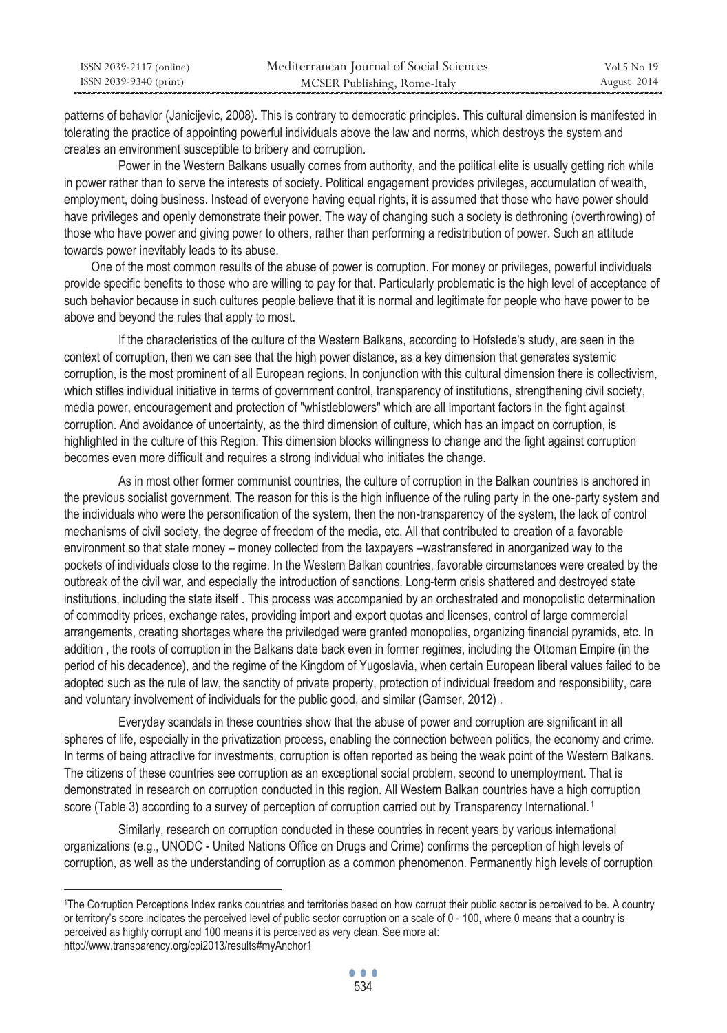patterns of behavior (Janicijevic, 2008). This is contrary to democratic principles. This cultural dimension is manifested in tolerating the practice of appointing powerful individuals above the law and norms, which destroys the system and creates an environment susceptible to bribery and corruption.

Power in the Western Balkans usually comes from authority, and the political elite is usually getting rich while in power rather than to serve the interests of society. Political engagement provides privileges, accumulation of wealth, employment, doing business. Instead of everyone having equal rights, it is assumed that those who have power should have privileges and openly demonstrate their power. The way of changing such a society is dethroning (overthrowing) of those who have power and giving power to others, rather than performing a redistribution of power. Such an attitude towards power inevitably leads to its abuse.

One of the most common results of the abuse of power is corruption. For money or privileges, powerful individuals provide specific benefits to those who are willing to pay for that. Particularly problematic is the high level of acceptance of such behavior because in such cultures people believe that it is normal and legitimate for people who have power to be above and beyond the rules that apply to most.

If the characteristics of the culture of the Western Balkans, according to Hofstede's study, are seen in the context of corruption, then we can see that the high power distance, as a key dimension that generates systemic corruption, is the most prominent of all European regions. In conjunction with this cultural dimension there is collectivism, which stifles individual initiative in terms of government control, transparency of institutions, strengthening civil society, media power, encouragement and protection of "whistleblowers" which are all important factors in the fight against corruption. And avoidance of uncertainty, as the third dimension of culture, which has an impact on corruption, is highlighted in the culture of this Region. This dimension blocks willingness to change and the fight against corruption becomes even more difficult and requires a strong individual who initiates the change.

As in most other former communist countries, the culture of corruption in the Balkan countries is anchored in the previous socialist government. The reason for this is the high influence of the ruling party in the one-party system and the individuals who were the personification of the system, then the non-transparency of the system, the lack of control mechanisms of civil society, the degree of freedom of the media, etc. All that contributed to creation of a favorable environment so that state money – money collected from the taxpayers –wastransfered in anorganized way to the pockets of individuals close to the regime. In the Western Balkan countries, favorable circumstances were created by the outbreak of the civil war, and especially the introduction of sanctions. Long-term crisis shattered and destroyed state institutions, including the state itself . This process was accompanied by an orchestrated and monopolistic determination of commodity prices, exchange rates, providing import and export quotas and licenses, control of large commercial arrangements, creating shortages where the priviledged were granted monopolies, organizing financial pyramids, etc. In addition , the roots of corruption in the Balkans date back even in former regimes, including the Ottoman Empire (in the period of his decadence), and the regime of the Kingdom of Yugoslavia, when certain European liberal values failed to be adopted such as the rule of law, the sanctity of private property, protection of individual freedom and responsibility, care and voluntary involvement of individuals for the public good, and similar (Gamser, 2012) .

Everyday scandals in these countries show that the abuse of power and corruption are significant in all spheres of life, especially in the privatization process, enabling the connection between politics, the economy and crime. In terms of being attractive for investments, corruption is often reported as being the weak point of the Western Balkans. The citizens of these countries see corruption as an exceptional social problem, second to unemployment. That is demonstrated in research on corruption conducted in this region. All Western Balkan countries have a high corruption score (Table 3) according to a survey of perception of corruption carried out by Transparency International.[1]

Similarly, research on corruption conducted in these countries in recent years by various international organizations (e.g., UNODC - United Nations Office on Drugs and Crime) confirms the perception of high levels of corruption, as well as the understanding of corruption as a common phenomenon. Permanently high levels of corruption

---

[1] The Corruption Perceptions Index ranks countries and territories based on how corrupt their public sector is perceived to be. A country or territory's score indicates the perceived level of public sector corruption on a scale of 0 - 100, where 0 means that a country is perceived as highly corrupt and 100 means it is perceived as very clean. See more at: http://www.transparency.org/cpi2013/results#myAnchor1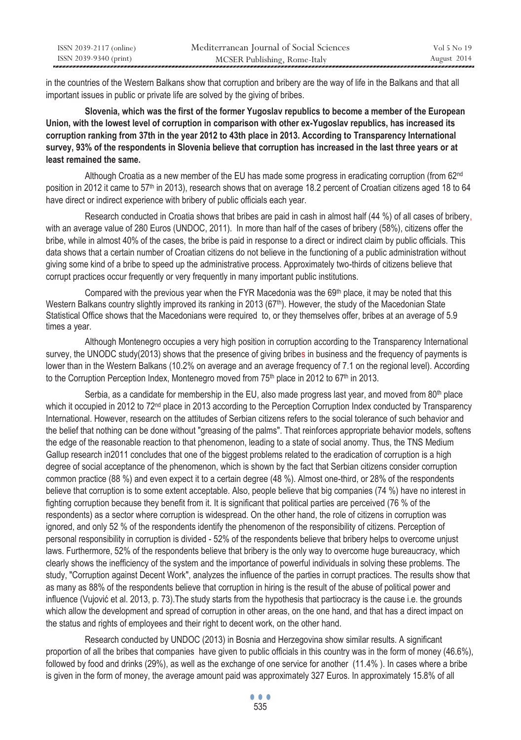in the countries of the Western Balkans show that corruption and bribery are the way of life in the Balkans and that all important issues in public or private life are solved by the giving of bribes.

**Slovenia, which was the first of the former Yugoslav republics to become a member of the European Union, with the lowest level of corruption in comparison with other ex-Yugoslav republics, has increased its corruption ranking from 37th in the year 2012 to 43th place in 2013. According to Transparency International survey, 93% of the respondents in Slovenia believe that corruption has increased in the last three years or at least remained the same.**

Although Croatia as a new member of the EU has made some progress in eradicating corruption (from 62nd position in 2012 it came to 57th in 2013), research shows that on average 18.2 percent of Croatian citizens aged 18 to 64 have direct or indirect experience with bribery of public officials each year.

Research conducted in Croatia shows that bribes are paid in cash in almost half (44 %) of all cases of bribery, with an average value of 280 Euros (UNDOC, 2011). In more than half of the cases of bribery (58%), citizens offer the bribe, while in almost 40% of the cases, the bribe is paid in response to a direct or indirect claim by public officials. This data shows that a certain number of Croatian citizens do not believe in the functioning of a public administration without giving some kind of a bribe to speed up the administrative process. Approximately two-thirds of citizens believe that corrupt practices occur frequently or very frequently in many important public institutions.

Compared with the previous year when the FYR Macedonia was the 69th place, it may be noted that this Western Balkans country slightly improved its ranking in 2013 (67th). However, the study of the Macedonian State Statistical Office shows that the Macedonians were required to, or they themselves offer, bribes at an average of 5.9 times a year.

Although Montenegro occupies a very high position in corruption according to the Transparency International survey, the UNODC study(2013) shows that the presence of giving bribes in business and the frequency of payments is lower than in the Western Balkans (10.2% on average and an average frequency of 7.1 on the regional level). According to the Corruption Perception Index, Montenegro moved from 75th place in 2012 to 67th in 2013.

Serbia, as a candidate for membership in the EU, also made progress last year, and moved from 80th place which it occupied in 2012 to 72nd place in 2013 according to the Perception Corruption Index conducted by Transparency International. However, research on the attitudes of Serbian citizens refers to the social tolerance of such behavior and the belief that nothing can be done without "greasing of the palms". That reinforces appropriate behavior models, softens the edge of the reasonable reaction to that phenomenon, leading to a state of social anomy. Thus, the TNS Medium Gallup research in2011 concludes that one of the biggest problems related to the eradication of corruption is a high degree of social acceptance of the phenomenon, which is shown by the fact that Serbian citizens consider corruption common practice (88 %) and even expect it to a certain degree (48 %). Almost one-third, or 28% of the respondents believe that corruption is to some extent acceptable. Also, people believe that big companies (74 %) have no interest in fighting corruption because they benefit from it. It is significant that political parties are perceived (76 % of the respondents) as a sector where corruption is widespread. On the other hand, the role of citizens in corruption was ignored, and only 52 % of the respondents identify the phenomenon of the responsibility of citizens. Perception of personal responsibility in corruption is divided - 52% of the respondents believe that bribery helps to overcome unjust laws. Furthermore, 52% of the respondents believe that bribery is the only way to overcome huge bureaucracy, which clearly shows the inefficiency of the system and the importance of powerful individuals in solving these problems. The study, "Corruption against Decent Work", analyzes the influence of the parties in corrupt practices. The results show that as many as 88% of the respondents believe that corruption in hiring is the result of the abuse of political power and influence (Vujović et al. 2013, p. 73).The study starts from the hypothesis that partiocracy is the cause i.e. the grounds which allow the development and spread of corruption in other areas, on the one hand, and that has a direct impact on the status and rights of employees and their right to decent work, on the other hand.

Research conducted by UNDOC (2013) in Bosnia and Herzegovina show similar results. A significant proportion of all the bribes that companies have given to public officials in this country was in the form of money (46.6%), followed by food and drinks (29%), as well as the exchange of one service for another (11.4% ). In cases where a bribe is given in the form of money, the average amount paid was approximately 327 Euros. In approximately 15.8% of all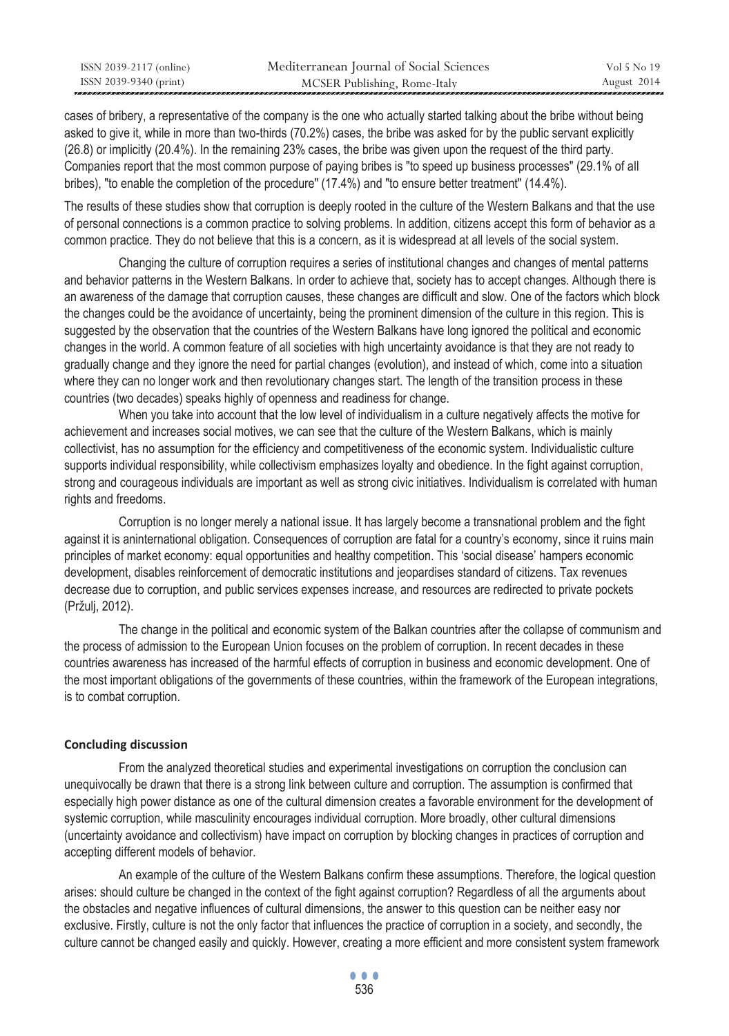cases of bribery, a representative of the company is the one who actually started talking about the bribe without being asked to give it, while in more than two-thirds (70.2%) cases, the bribe was asked for by the public servant explicitly (26.8) or implicitly (20.4%). In the remaining 23% cases, the bribe was given upon the request of the third party. Companies report that the most common purpose of paying bribes is "to speed up business processes" (29.1% of all bribes), "to enable the completion of the procedure" (17.4%) and "to ensure better treatment" (14.4%).

The results of these studies show that corruption is deeply rooted in the culture of the Western Balkans and that the use of personal connections is a common practice to solving problems. In addition, citizens accept this form of behavior as a common practice. They do not believe that this is a concern, as it is widespread at all levels of the social system.

Changing the culture of corruption requires a series of institutional changes and changes of mental patterns and behavior patterns in the Western Balkans. In order to achieve that, society has to accept changes. Although there is an awareness of the damage that corruption causes, these changes are difficult and slow. One of the factors which block the changes could be the avoidance of uncertainty, being the prominent dimension of the culture in this region. This is suggested by the observation that the countries of the Western Balkans have long ignored the political and economic changes in the world. A common feature of all societies with high uncertainty avoidance is that they are not ready to gradually change and they ignore the need for partial changes (evolution), and instead of which, come into a situation where they can no longer work and then revolutionary changes start. The length of the transition process in these countries (two decades) speaks highly of openness and readiness for change.

When you take into account that the low level of individualism in a culture negatively affects the motive for achievement and increases social motives, we can see that the culture of the Western Balkans, which is mainly collectivist, has no assumption for the efficiency and competitiveness of the economic system. Individualistic culture supports individual responsibility, while collectivism emphasizes loyalty and obedience. In the fight against corruption, strong and courageous individuals are important as well as strong civic initiatives. Individualism is correlated with human rights and freedoms.

Corruption is no longer merely a national issue. It has largely become a transnational problem and the fight against it is aninternational obligation. Consequences of corruption are fatal for a country's economy, since it ruins main principles of market economy: equal opportunities and healthy competition. This 'social disease' hampers economic development, disables reinforcement of democratic institutions and jeopardises standard of citizens. Tax revenues decrease due to corruption, and public services expenses increase, and resources are redirected to private pockets (Pržulj, 2012).

The change in the political and economic system of the Balkan countries after the collapse of communism and the process of admission to the European Union focuses on the problem of corruption. In recent decades in these countries awareness has increased of the harmful effects of corruption in business and economic development. One of the most important obligations of the governments of these countries, within the framework of the European integrations, is to combat corruption.

## Concluding discussion

From the analyzed theoretical studies and experimental investigations on corruption the conclusion can unequivocally be drawn that there is a strong link between culture and corruption. The assumption is confirmed that especially high power distance as one of the cultural dimension creates a favorable environment for the development of systemic corruption, while masculinity encourages individual corruption. More broadly, other cultural dimensions (uncertainty avoidance and collectivism) have impact on corruption by blocking changes in practices of corruption and accepting different models of behavior.

An example of the culture of the Western Balkans confirm these assumptions. Therefore, the logical question arises: should culture be changed in the context of the fight against corruption? Regardless of all the arguments about the obstacles and negative influences of cultural dimensions, the answer to this question can be neither easy nor exclusive. Firstly, culture is not the only factor that influences the practice of corruption in a society, and secondly, the culture cannot be changed easily and quickly. However, creating a more efficient and more consistent system framework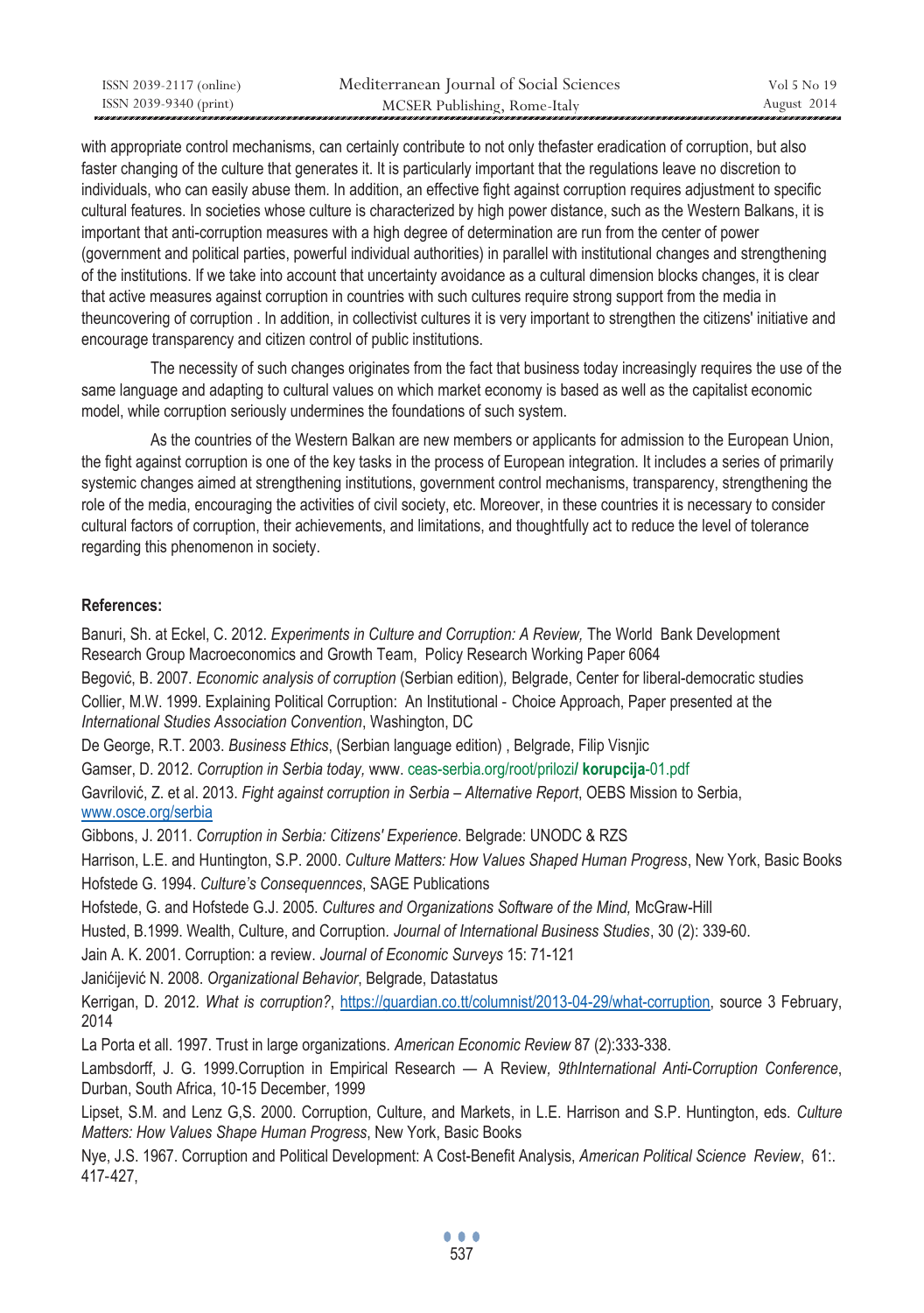with appropriate control mechanisms, can certainly contribute to not only thefaster eradication of corruption, but also faster changing of the culture that generates it. It is particularly important that the regulations leave no discretion to individuals, who can easily abuse them. In addition, an effective fight against corruption requires adjustment to specific cultural features. In societies whose culture is characterized by high power distance, such as the Western Balkans, it is important that anti-corruption measures with a high degree of determination are run from the center of power (government and political parties, powerful individual authorities) in parallel with institutional changes and strengthening of the institutions. If we take into account that uncertainty avoidance as a cultural dimension blocks changes, it is clear that active measures against corruption in countries with such cultures require strong support from the media in theuncovering of corruption . In addition, in collectivist cultures it is very important to strengthen the citizens' initiative and encourage transparency and citizen control of public institutions.

The necessity of such changes originates from the fact that business today increasingly requires the use of the same language and adapting to cultural values on which market economy is based as well as the capitalist economic model, while corruption seriously undermines the foundations of such system.

As the countries of the Western Balkan are new members or applicants for admission to the European Union, the fight against corruption is one of the key tasks in the process of European integration. It includes a series of primarily systemic changes aimed at strengthening institutions, government control mechanisms, transparency, strengthening the role of the media, encouraging the activities of civil society, etc. Moreover, in these countries it is necessary to consider cultural factors of corruption, their achievements, and limitations, and thoughtfully act to reduce the level of tolerance regarding this phenomenon in society.

**References:**

Banuri, Sh. at Eckel, C. 2012. *Experiments in Culture and Corruption: A Review,* The World Bank Development Research Group Macroeconomics and Growth Team, Policy Research Working Paper 6064

Begović, B. 2007. *Economic analysis of corruption* (Serbian edition)*,* Belgrade, Center for liberal-democratic studies

Collier, M.W. 1999. Explaining Political Corruption: An Institutional - Choice Approach, Paper presented at the *International Studies Association Convention*, Washington, DC

De George, R.T. 2003. *Business Ethics*, (Serbian language edition) , Belgrade, Filip Visnjic

Gamser, D. 2012. *Corruption in Serbia today,* www. ceas-serbia.org/root/prilozi/ **korupcija**-01.pdf

Gavrilović, Z. et al. 2013. *Fight against corruption in Serbia – Alternative Report*, OEBS Mission to Serbia, www.osce.org/serbia

Gibbons, J. 2011. *Corruption in Serbia: Citizens' Experience*. Belgrade: UNODC & RZS

Harrison, L.E. and Huntington, S.P. 2000. *Culture Matters: How Values Shaped Human Progress*, New York, Basic Books

Hofstede G. 1994. *Culture's Consequennces*, SAGE Publications

Hofstede, G. and Hofstede G.J. 2005. *Cultures and Organizations Software of the Mind,* McGraw-Hill

Husted, B.1999. Wealth, Culture, and Corruption. *Journal of International Business Studies*, 30 (2): 339-60.

Jain A. K. 2001. Corruption: a review. *Journal of Economic Surveys* 15: 71-121

Janićijević N. 2008. *Organizational Behavior*, Belgrade, Datastatus

Kerrigan, D. 2012. *What is corruption?*, https://guardian.co.tt/columnist/2013-04-29/what-corruption, source 3 February, 2014

La Porta et all. 1997. Trust in large organizations. *American Economic Review* 87 (2):333-338.

Lambsdorff, J. G. 1999.Corruption in Empirical Research — A Review*, 9thInternational Anti-Corruption Conference*, Durban, South Africa, 10-15 December, 1999

Lipset, S.M. and Lenz G,S. 2000. Corruption, Culture, and Markets, in L.E. Harrison and S.P. Huntington, eds. *Culture Matters: How Values Shape Human Progress*, New York, Basic Books

Nye, J.S. 1967. Corruption and Political Development: A Cost-Benefit Analysis, *American Political Science Review*, 61:. 417-427,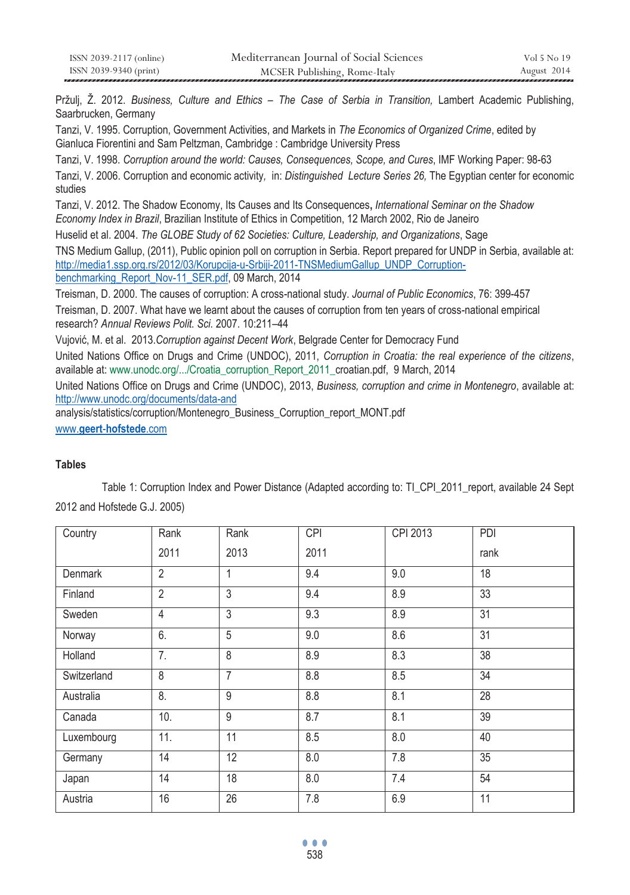Pržulj, Ž. 2012. *Business, Culture and Ethics – The Case of Serbia in Transition,* Lambert Academic Publishing, Saarbrucken, Germany

Tanzi, V. 1995. Corruption, Government Activities, and Markets in *The Economics of Organized Crime*, edited by Gianluca Fiorentini and Sam Peltzman, Cambridge : Cambridge University Press

Tanzi, V. 1998. *Corruption around the world: Causes, Consequences, Scope, and Cures*, IMF Working Paper: 98-63

Tanzi, V. 2006. Corruption and economic activity*,* in: *Distinguished Lecture Series 26,* The Egyptian center for economic studies

Tanzi, V. 2012. The Shadow Economy, Its Causes and Its Consequences**,** *International Seminar on the Shadow Economy Index in Brazil*, Brazilian Institute of Ethics in Competition, 12 March 2002, Rio de Janeiro

Huselid et al. 2004. *The GLOBE Study of 62 Societies: Culture, Leadership, and Organizations*, Sage

TNS Medium Gallup, (2011), Public opinion poll on corruption in Serbia. Report prepared for UNDP in Serbia, available at: http://media1.ssp.org.rs/2012/03/Korupcija-u-Srbiji-2011-TNSMediumGallup_UNDP_Corruption-benchmarking_Report_Nov-11_SER.pdf, 09 March, 2014

Treisman, D. 2000. The causes of corruption: A cross-national study. *Journal of Public Economics*, 76: 399-457

Treisman, D. 2007. What have we learnt about the causes of corruption from ten years of cross-national empirical research? *Annual Reviews Polit. Sci.* 2007. 10:211–44

Vujović, M. et al. 2013.*Corruption against Decent Work*, Belgrade Center for Democracy Fund

United Nations Office on Drugs and Crime (UNDOC), 2011, *Corruption in Croatia: the real experience of the citizens*, available at: www.unodc.org/.../Croatia_corruption_Report_2011_croatian.pdf, 9 March, 2014

United Nations Office on Drugs and Crime (UNDOC), 2013, *Business, corruption and crime in Montenegro*, available at: http://www.unodc.org/documents/data-and analysis/statistics/corruption/Montenegro_Business_Corruption_report_MONT.pdf

www.**geert-hofstede**.com

**Tables**

Table 1: Corruption Index and Power Distance (Adapted according to: TI_CPI_2011_report, available 24 Sept 2012 and Hofstede G.J. 2005)

| Country | Rank 2011 | Rank 2013 | CPI 2011 | CPI 2013 | PDI rank |
|---|---|---|---|---|---|
| Denmark | 2 | 1 | 9.4 | 9.0 | 18 |
| Finland | 2 | 3 | 9.4 | 8.9 | 33 |
| Sweden | 4 | 3 | 9.3 | 8.9 | 31 |
| Norway | 6. | 5 | 9.0 | 8.6 | 31 |
| Holland | 7. | 8 | 8.9 | 8.3 | 38 |
| Switzerland | 8 | 7 | 8.8 | 8.5 | 34 |
| Australia | 8. | 9 | 8.8 | 8.1 | 28 |
| Canada | 10. | 9 | 8.7 | 8.1 | 39 |
| Luxembourg | 11. | 11 | 8.5 | 8.0 | 40 |
| Germany | 14 | 12 | 8.0 | 7.8 | 35 |
| Japan | 14 | 18 | 8.0 | 7.4 | 54 |
| Austria | 16 | 26 | 7.8 | 6.9 | 11 |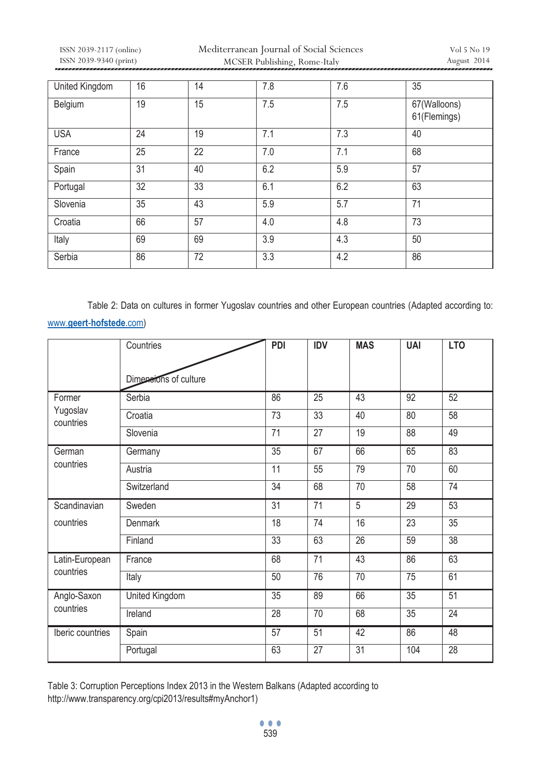| United Kingdom | 16 | 14 | 7.8 | 7.6 | 35 |
|---|---|---|---|---|---|
| Belgium | 19 | 15 | 7.5 | 7.5 | 67(Walloons) 61(Flemings) |
| USA | 24 | 19 | 7.1 | 7.3 | 40 |
| France | 25 | 22 | 7.0 | 7.1 | 68 |
| Spain | 31 | 40 | 6.2 | 5.9 | 57 |
| Portugal | 32 | 33 | 6.1 | 6.2 | 63 |
| Slovenia | 35 | 43 | 5.9 | 5.7 | 71 |
| Croatia | 66 | 57 | 4.0 | 4.8 | 73 |
| Italy | 69 | 69 | 3.9 | 4.3 | 50 |
| Serbia | 86 | 72 | 3.3 | 4.2 | 86 |

Table 2: Data on cultures in former Yugoslav countries and other European countries (Adapted according to: www.geert-hofstede.com)

| | Countries / Dimensions of culture | PDI | IDV | MAS | UAI | LTO |
|---|---|---|---|---|---|---|
| Former Yugoslav countries | Serbia | 86 | 25 | 43 | 92 | 52 |
| | Croatia | 73 | 33 | 40 | 80 | 58 |
| | Slovenia | 71 | 27 | 19 | 88 | 49 |
| German countries | Germany | 35 | 67 | 66 | 65 | 83 |
| | Austria | 11 | 55 | 79 | 70 | 60 |
| | Switzerland | 34 | 68 | 70 | 58 | 74 |
| Scandinavian countries | Sweden | 31 | 71 | 5 | 29 | 53 |
| | Denmark | 18 | 74 | 16 | 23 | 35 |
| | Finland | 33 | 63 | 26 | 59 | 38 |
| Latin-European countries | France | 68 | 71 | 43 | 86 | 63 |
| | Italy | 50 | 76 | 70 | 75 | 61 |
| Anglo-Saxon countries | United Kingdom | 35 | 89 | 66 | 35 | 51 |
| | Ireland | 28 | 70 | 68 | 35 | 24 |
| Iberic countries | Spain | 57 | 51 | 42 | 86 | 48 |
| | Portugal | 63 | 27 | 31 | 104 | 28 |

Table 3: Corruption Perceptions Index 2013 in the Western Balkans (Adapted according to http://www.transparency.org/cpi2013/results#myAnchor1)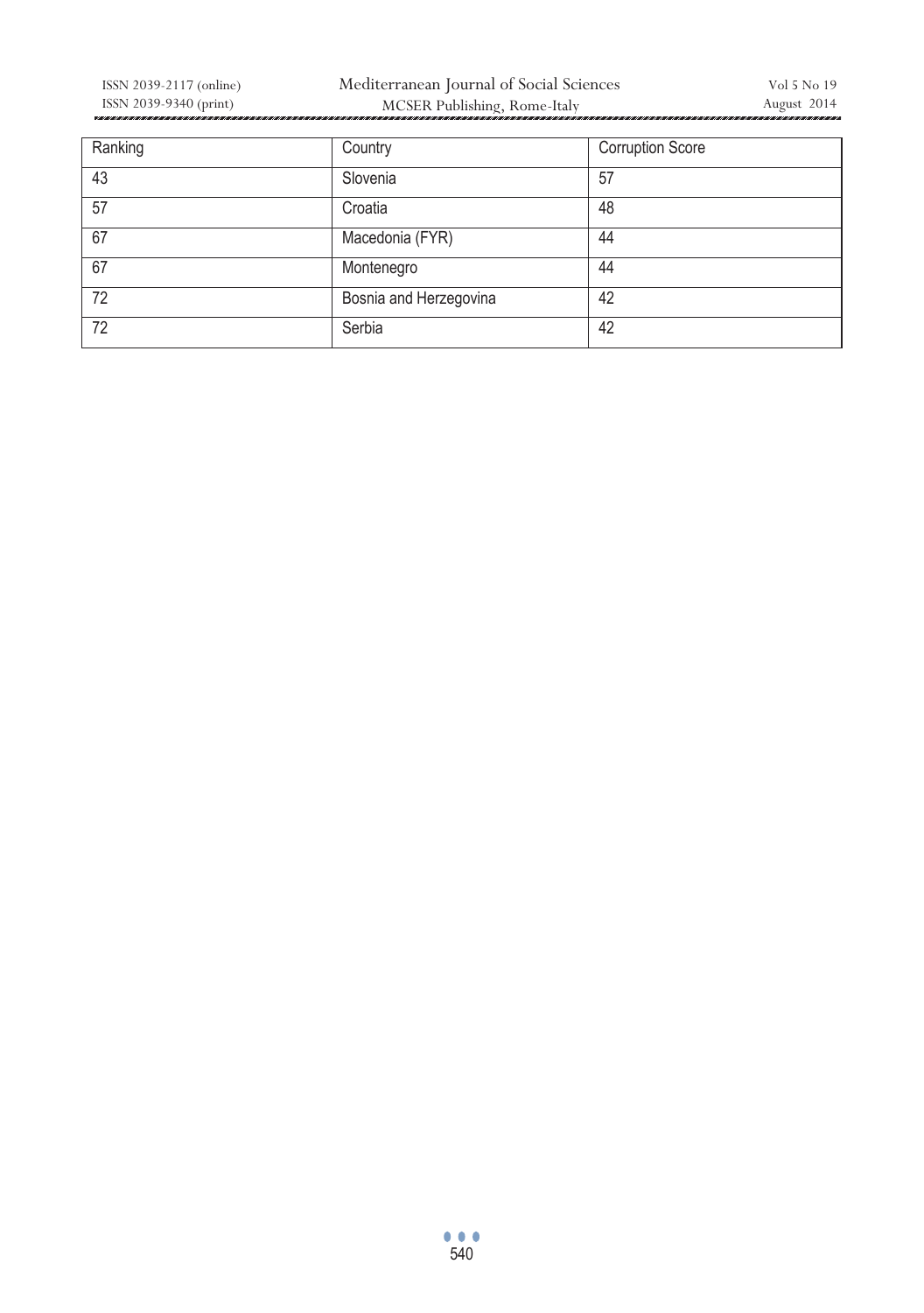| Ranking | Country | Corruption Score |
|---|---|---|
| 43 | Slovenia | 57 |
| 57 | Croatia | 48 |
| 67 | Macedonia (FYR) | 44 |
| 67 | Montenegro | 44 |
| 72 | Bosnia and Herzegovina | 42 |
| 72 | Serbia | 42 |